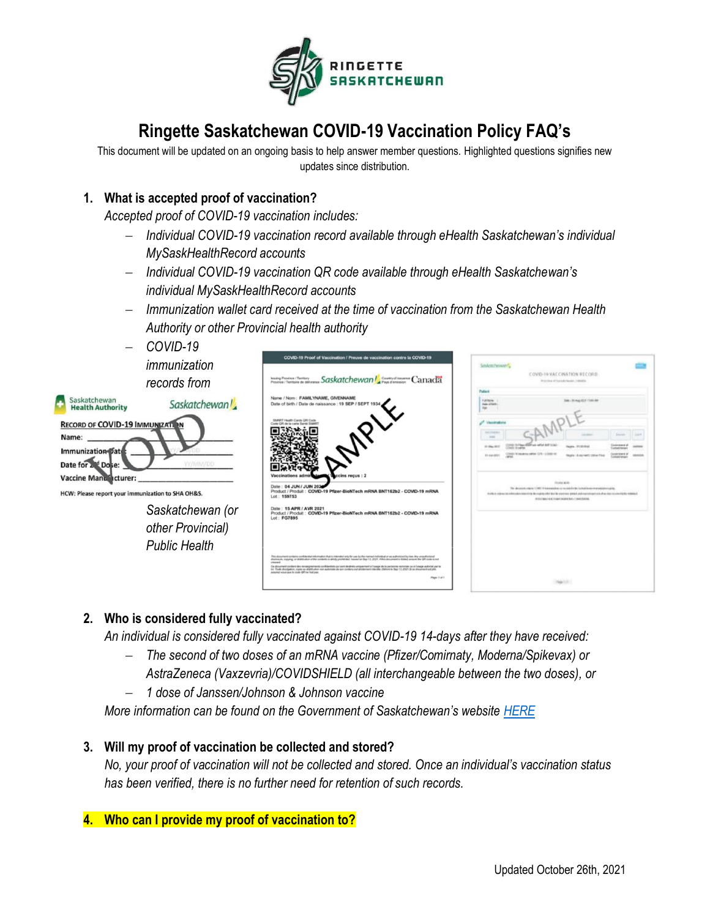# Ringette Saskatchewan COVID-19 Vaccination Policy FAQ's

This document will be updated on an ongoing basis to help answer member questions. Highlighted questions signifies new updates since distribution.

## 1. What is accepted proof of vaccination?

*Accepted proof of COVID-19 vaccination includes:*

- *Individual COVID-19 vaccination record available through eHealth Saskatchewan's individual MySaskHealthRecord accounts*
- *Individual COVID-19 vaccination QR code available through eHealth Saskatchewan's individual MySaskHealthRecord accounts*
- *Immunization wallet card received at the time of vaccination from the Saskatchewan Health Authority or other Provincial health authority*
- *COVID-19 immunization records from Saskatchewan (or other Provincial) Public Health*

## 2. Who is considered fully vaccinated?

*An individual is considered fully vaccinated against COVID-19 14-days after they have received:*

- *The second of two doses of an mRNA vaccine (Pfizer/Comirnaty, Moderna/Spikevax) or AstraZeneca (Vaxzevria)/COVIDSHIELD (all interchangeable between the two doses), or*
- *1 dose of Janssen/Johnson & Johnson vaccine*

*More information can be found on the Government of Saskatchewan's website HERE*

## 3. Will my proof of vaccination be collected and stored?

*No, your proof of vaccination will not be collected and stored. Once an individual's vaccination status has been verified, there is no further need for retention of such records.*

## 4. Who can I provide my proof of vaccination to?

Updated October 26th, 2021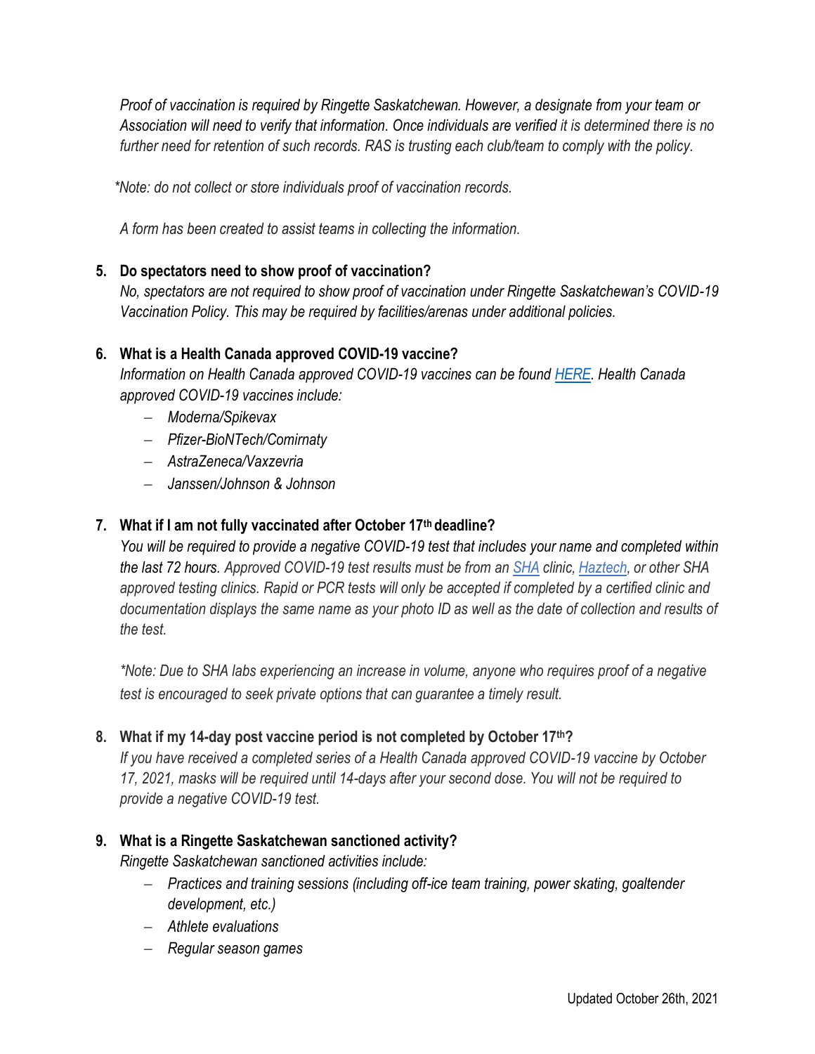*Proof of vaccination is required by Ringette Saskatchewan. However, a designate from your team or Association will need to verify that information. Once individuals are verified it is determined there is no further need for retention of such records. RAS is trusting each club/team to comply with the policy.*

**Note: do not collect or store individuals proof of vaccination records.*

*A form has been created to assist teams in collecting the information.*

5. **Do spectators need to show proof of vaccination?**
   *No, spectators are not required to show proof of vaccination under Ringette Saskatchewan's COVID-19 Vaccination Policy. This may be required by facilities/arenas under additional policies.*

6. **What is a Health Canada approved COVID-19 vaccine?**
   *Information on Health Canada approved COVID-19 vaccines can be found HERE. Health Canada approved COVID-19 vaccines include:*
   - *Moderna/Spikevax*
   - *Pfizer-BioNTech/Comirnaty*
   - *AstraZeneca/Vaxzevria*
   - *Janssen/Johnson & Johnson*

7. **What if I am not fully vaccinated after October 17th deadline?**
   *You will be required to provide a negative COVID-19 test that includes your name and completed within the last 72 hours. Approved COVID-19 test results must be from an SHA clinic, Haztech, or other SHA approved testing clinics. Rapid or PCR tests will only be accepted if completed by a certified clinic and documentation displays the same name as your photo ID as well as the date of collection and results of the test.*

   **Note: Due to SHA labs experiencing an increase in volume, anyone who requires proof of a negative test is encouraged to seek private options that can guarantee a timely result.*

8. **What if my 14-day post vaccine period is not completed by October 17th?**
   *If you have received a completed series of a Health Canada approved COVID-19 vaccine by October 17, 2021, masks will be required until 14-days after your second dose. You will not be required to provide a negative COVID-19 test.*

9. **What is a Ringette Saskatchewan sanctioned activity?**
   *Ringette Saskatchewan sanctioned activities include:*
   - *Practices and training sessions (including off-ice team training, power skating, goaltender development, etc.)*
   - *Athlete evaluations*
   - *Regular season games*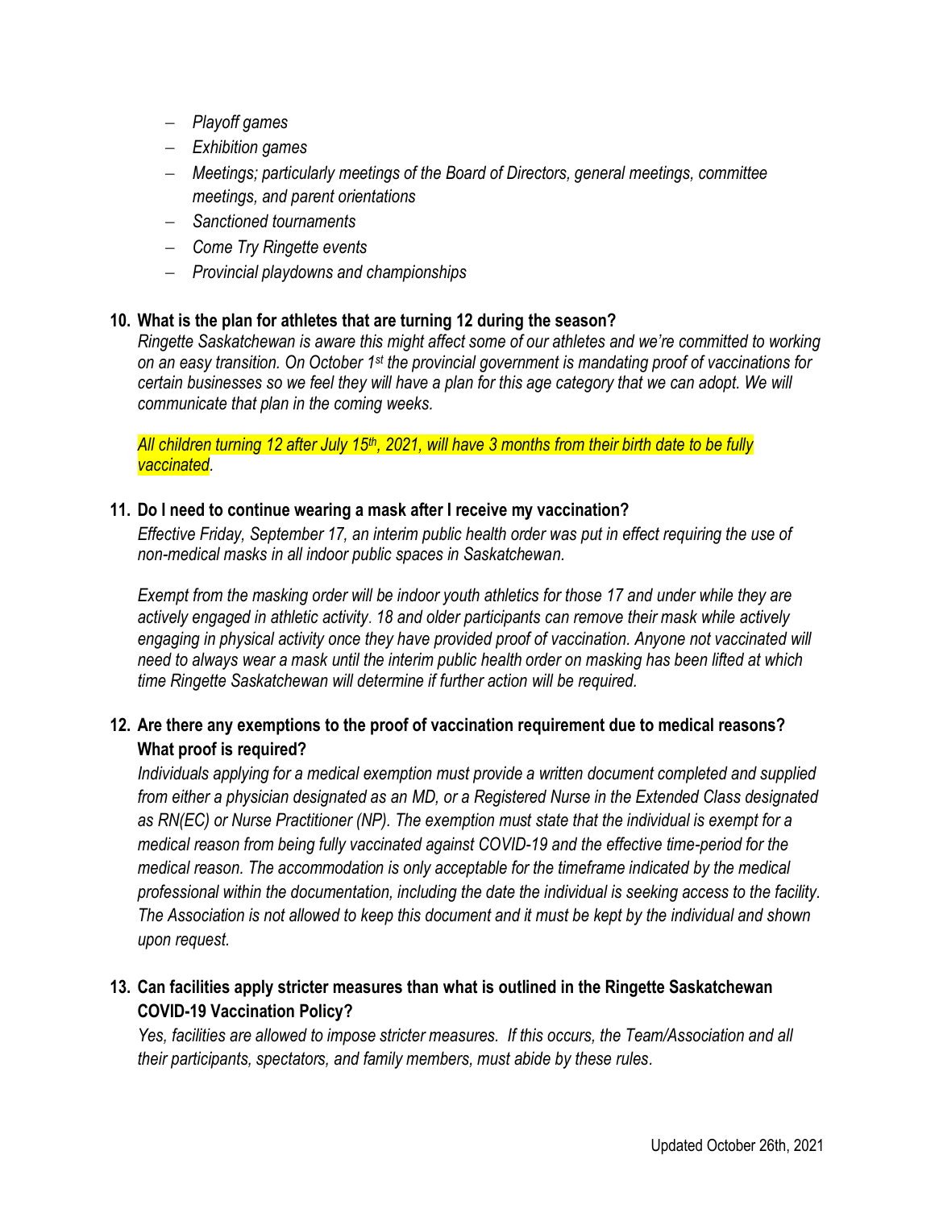- *Playoff games*
- *Exhibition games*
- *Meetings; particularly meetings of the Board of Directors, general meetings, committee meetings, and parent orientations*
- *Sanctioned tournaments*
- *Come Try Ringette events*
- *Provincial playdowns and championships*

**10. What is the plan for athletes that are turning 12 during the season?**

*Ringette Saskatchewan is aware this might affect some of our athletes and we're committed to working on an easy transition. On October 1st the provincial government is mandating proof of vaccinations for certain businesses so we feel they will have a plan for this age category that we can adopt. We will communicate that plan in the coming weeks.*

*All children turning 12 after July 15th, 2021, will have 3 months from their birth date to be fully vaccinated.*

**11. Do I need to continue wearing a mask after I receive my vaccination?**

*Effective Friday, September 17, an interim public health order was put in effect requiring the use of non-medical masks in all indoor public spaces in Saskatchewan.*

*Exempt from the masking order will be indoor youth athletics for those 17 and under while they are actively engaged in athletic activity. 18 and older participants can remove their mask while actively engaging in physical activity once they have provided proof of vaccination. Anyone not vaccinated will need to always wear a mask until the interim public health order on masking has been lifted at which time Ringette Saskatchewan will determine if further action will be required.*

**12. Are there any exemptions to the proof of vaccination requirement due to medical reasons? What proof is required?**

*Individuals applying for a medical exemption must provide a written document completed and supplied from either a physician designated as an MD, or a Registered Nurse in the Extended Class designated as RN(EC) or Nurse Practitioner (NP). The exemption must state that the individual is exempt for a medical reason from being fully vaccinated against COVID-19 and the effective time-period for the medical reason. The accommodation is only acceptable for the timeframe indicated by the medical professional within the documentation, including the date the individual is seeking access to the facility. The Association is not allowed to keep this document and it must be kept by the individual and shown upon request.*

**13. Can facilities apply stricter measures than what is outlined in the Ringette Saskatchewan COVID-19 Vaccination Policy?**

*Yes, facilities are allowed to impose stricter measures. If this occurs, the Team/Association and all their participants, spectators, and family members, must abide by these rules.*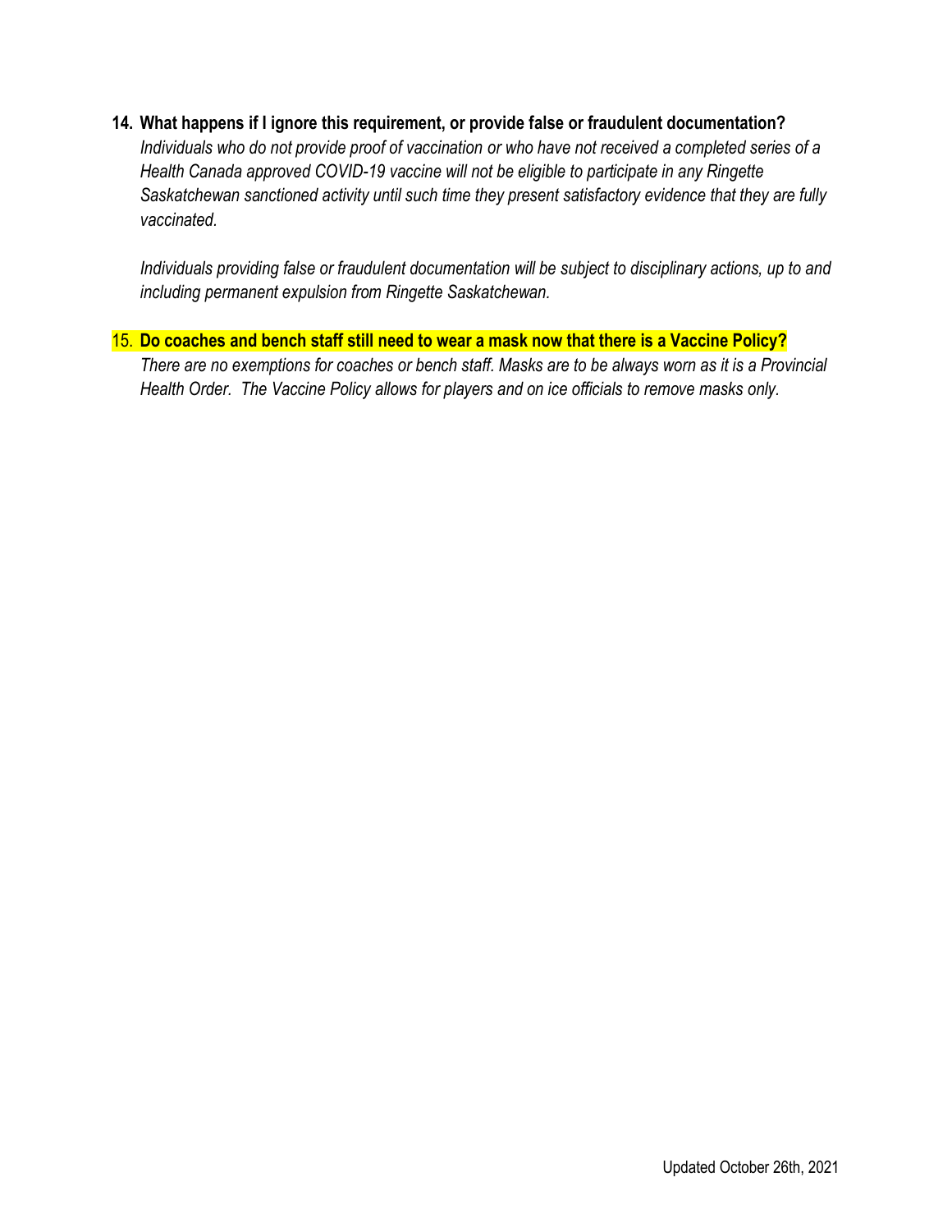**14. What happens if I ignore this requirement, or provide false or fraudulent documentation?**

*Individuals who do not provide proof of vaccination or who have not received a completed series of a Health Canada approved COVID-19 vaccine will not be eligible to participate in any Ringette Saskatchewan sanctioned activity until such time they present satisfactory evidence that they are fully vaccinated.*

*Individuals providing false or fraudulent documentation will be subject to disciplinary actions, up to and including permanent expulsion from Ringette Saskatchewan.*

**15. Do coaches and bench staff still need to wear a mask now that there is a Vaccine Policy?**

*There are no exemptions for coaches or bench staff. Masks are to be always worn as it is a Provincial Health Order. The Vaccine Policy allows for players and on ice officials to remove masks only.*

Updated October 26th, 2021